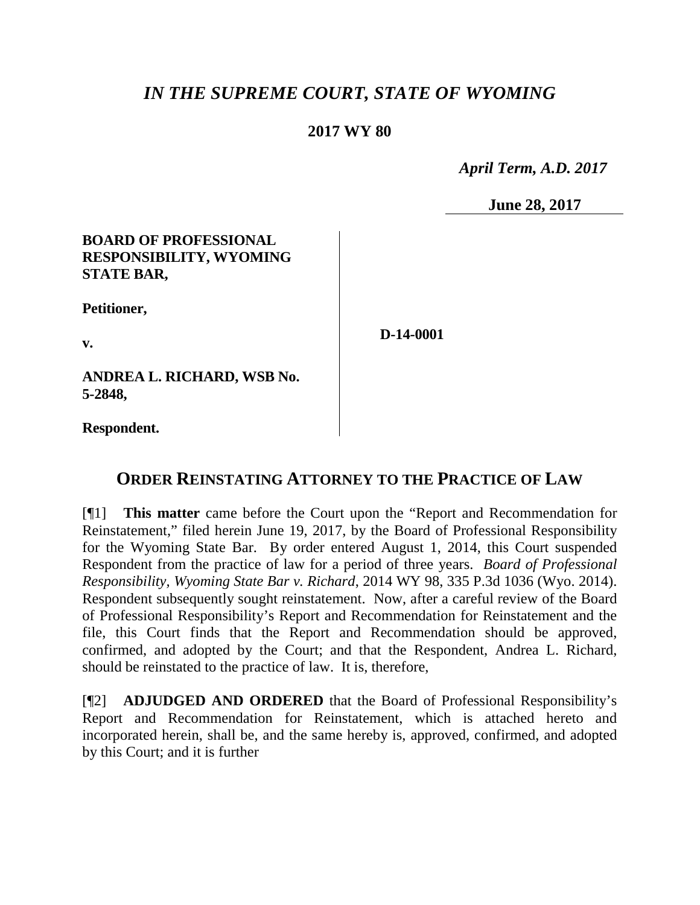# *IN THE SUPREME COURT, STATE OF WYOMING*

**2017 WY 80**

*April Term, A.D. 2017*

**June 28, 2017**

| | |
|---|---|
| **BOARD OF PROFESSIONAL RESPONSIBILITY, WYOMING STATE BAR,**<br><br>**Petitioner,**<br><br>**v.**<br><br>**ANDREA L. RICHARD, WSB No. 5-2848,**<br><br>**Respondent.** | **D-14-0001** |

## ORDER REINSTATING ATTORNEY TO THE PRACTICE OF LAW

[¶1] **This matter** came before the Court upon the "Report and Recommendation for Reinstatement," filed herein June 19, 2017, by the Board of Professional Responsibility for the Wyoming State Bar. By order entered August 1, 2014, this Court suspended Respondent from the practice of law for a period of three years. *Board of Professional Responsibility, Wyoming State Bar v. Richard*, 2014 WY 98, 335 P.3d 1036 (Wyo. 2014). Respondent subsequently sought reinstatement. Now, after a careful review of the Board of Professional Responsibility's Report and Recommendation for Reinstatement and the file, this Court finds that the Report and Recommendation should be approved, confirmed, and adopted by the Court; and that the Respondent, Andrea L. Richard, should be reinstated to the practice of law. It is, therefore,

[¶2] **ADJUDGED AND ORDERED** that the Board of Professional Responsibility's Report and Recommendation for Reinstatement, which is attached hereto and incorporated herein, shall be, and the same hereby is, approved, confirmed, and adopted by this Court; and it is further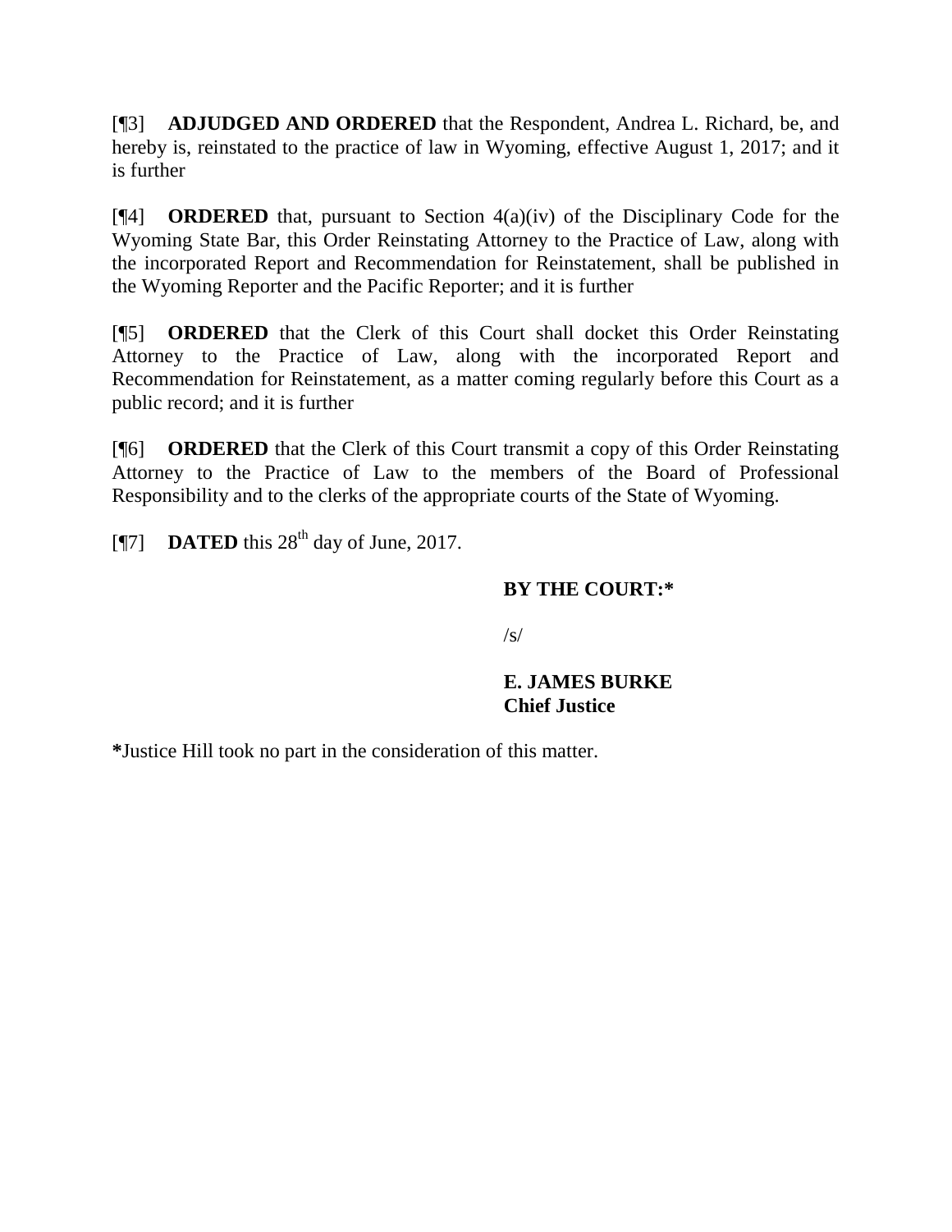[¶3] **ADJUDGED AND ORDERED** that the Respondent, Andrea L. Richard, be, and hereby is, reinstated to the practice of law in Wyoming, effective August 1, 2017; and it is further

[¶4] **ORDERED** that, pursuant to Section 4(a)(iv) of the Disciplinary Code for the Wyoming State Bar, this Order Reinstating Attorney to the Practice of Law, along with the incorporated Report and Recommendation for Reinstatement, shall be published in the Wyoming Reporter and the Pacific Reporter; and it is further

[¶5] **ORDERED** that the Clerk of this Court shall docket this Order Reinstating Attorney to the Practice of Law, along with the incorporated Report and Recommendation for Reinstatement, as a matter coming regularly before this Court as a public record; and it is further

[¶6] **ORDERED** that the Clerk of this Court transmit a copy of this Order Reinstating Attorney to the Practice of Law to the members of the Board of Professional Responsibility and to the clerks of the appropriate courts of the State of Wyoming.

[¶7] **DATED** this 28th day of June, 2017.

**BY THE COURT:***

/s/

**E. JAMES BURKE**
**Chief Justice**

***Justice Hill took no part in the consideration of this matter.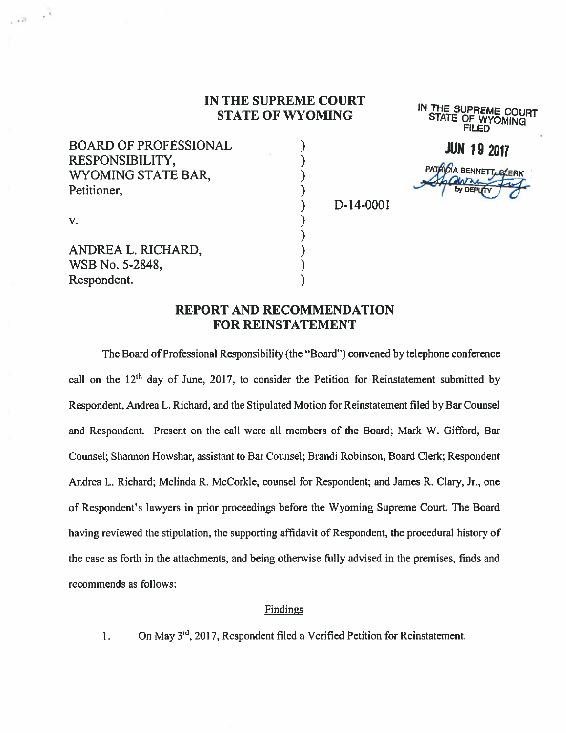# IN THE SUPREME COURT STATE OF WYOMING

IN THE SUPREME COURT
STATE OF WYOMING
FILED

JUN 19 2017

PATRICIA BENNETT, CLERK
by DEPUTY

BOARD OF PROFESSIONAL RESPONSIBILITY, WYOMING STATE BAR,
Petitioner,

v.

ANDREA L. RICHARD,
WSB No. 5-2848,
Respondent.

D-14-0001

## REPORT AND RECOMMENDATION FOR REINSTATEMENT

The Board of Professional Responsibility (the "Board") convened by telephone conference call on the 12th day of June, 2017, to consider the Petition for Reinstatement submitted by Respondent, Andrea L. Richard, and the Stipulated Motion for Reinstatement filed by Bar Counsel and Respondent. Present on the call were all members of the Board; Mark W. Gifford, Bar Counsel; Shannon Howshar, assistant to Bar Counsel; Brandi Robinson, Board Clerk; Respondent Andrea L. Richard; Melinda R. McCorkle, counsel for Respondent; and James R. Clary, Jr., one of Respondent's lawyers in prior proceedings before the Wyoming Supreme Court. The Board having reviewed the stipulation, the supporting affidavit of Respondent, the procedural history of the case as forth in the attachments, and being otherwise fully advised in the premises, finds and recommends as follows:

### Findings

1. On May 3rd, 2017, Respondent filed a Verified Petition for Reinstatement.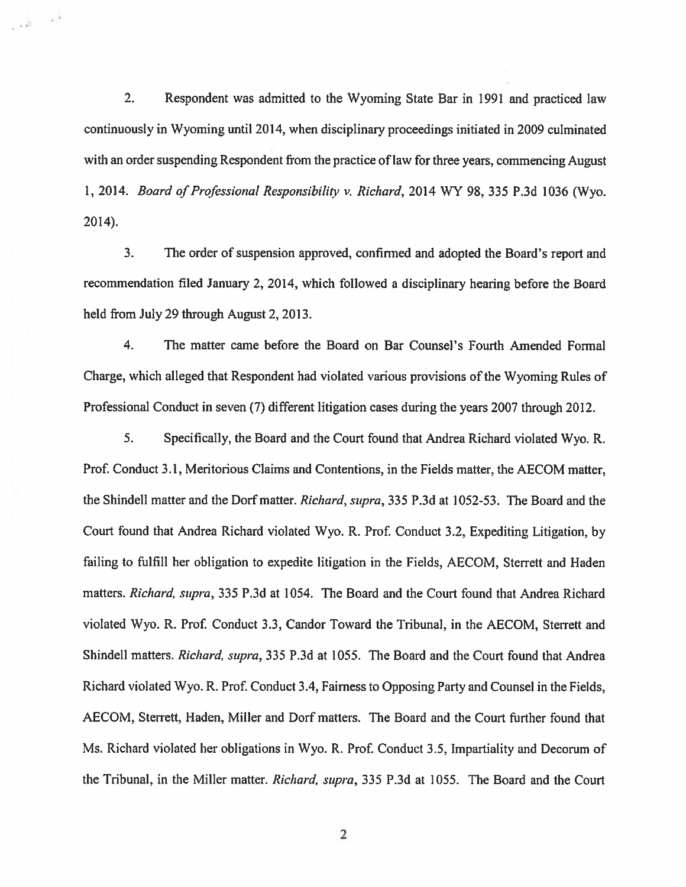2. Respondent was admitted to the Wyoming State Bar in 1991 and practiced law continuously in Wyoming until 2014, when disciplinary proceedings initiated in 2009 culminated with an order suspending Respondent from the practice of law for three years, commencing August 1, 2014. *Board of Professional Responsibility v. Richard*, 2014 WY 98, 335 P.3d 1036 (Wyo. 2014).

3. The order of suspension approved, confirmed and adopted the Board's report and recommendation filed January 2, 2014, which followed a disciplinary hearing before the Board held from July 29 through August 2, 2013.

4. The matter came before the Board on Bar Counsel's Fourth Amended Formal Charge, which alleged that Respondent had violated various provisions of the Wyoming Rules of Professional Conduct in seven (7) different litigation cases during the years 2007 through 2012.

5. Specifically, the Board and the Court found that Andrea Richard violated Wyo. R. Prof. Conduct 3.1, Meritorious Claims and Contentions, in the Fields matter, the AECOM matter, the Shindell matter and the Dorf matter. *Richard, supra*, 335 P.3d at 1052-53. The Board and the Court found that Andrea Richard violated Wyo. R. Prof. Conduct 3.2, Expediting Litigation, by failing to fulfill her obligation to expedite litigation in the Fields, AECOM, Sterrett and Haden matters. *Richard, supra*, 335 P.3d at 1054. The Board and the Court found that Andrea Richard violated Wyo. R. Prof. Conduct 3.3, Candor Toward the Tribunal, in the AECOM, Sterrett and Shindell matters. *Richard, supra*, 335 P.3d at 1055. The Board and the Court found that Andrea Richard violated Wyo. R. Prof. Conduct 3.4, Fairness to Opposing Party and Counsel in the Fields, AECOM, Sterrett, Haden, Miller and Dorf matters. The Board and the Court further found that Ms. Richard violated her obligations in Wyo. R. Prof. Conduct 3.5, Impartiality and Decorum of the Tribunal, in the Miller matter. *Richard, supra*, 335 P.3d at 1055. The Board and the Court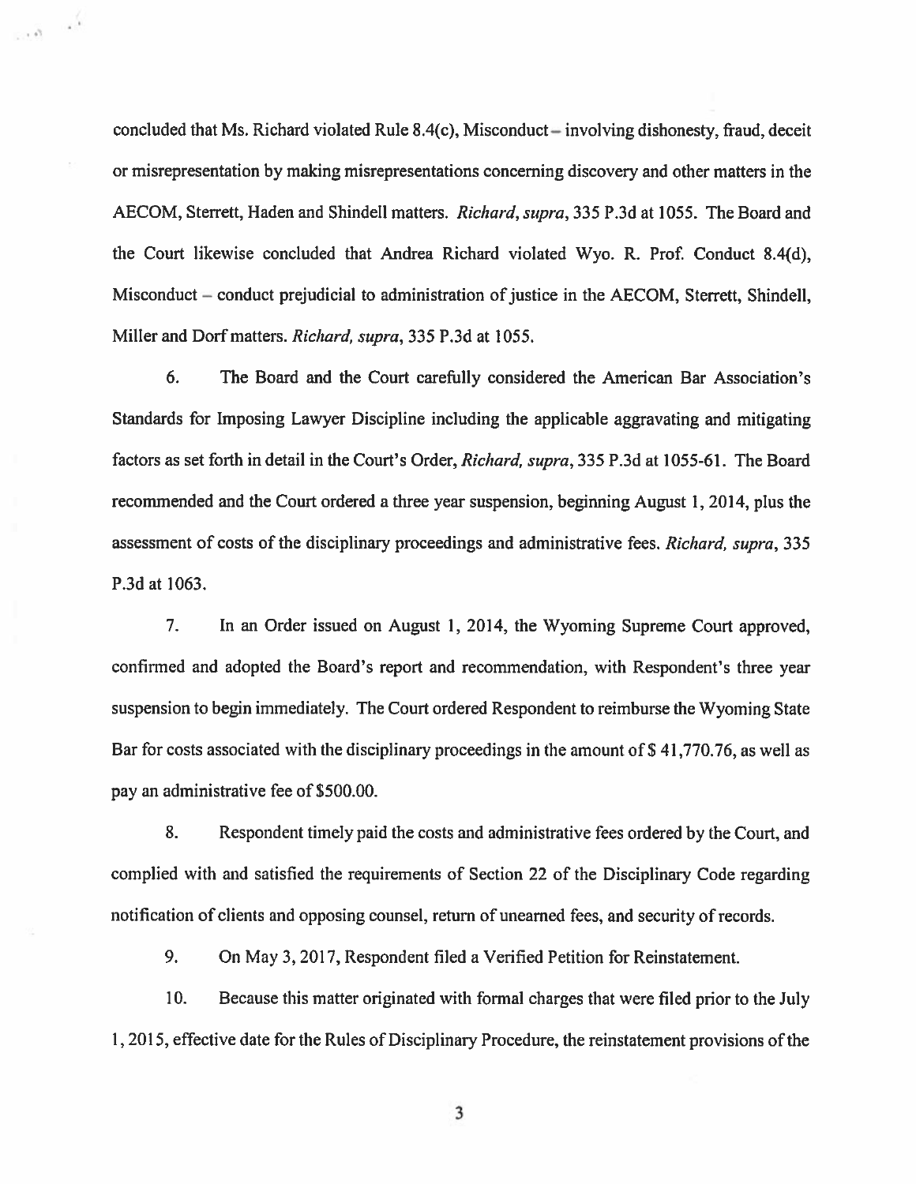concluded that Ms. Richard violated Rule 8.4(c), Misconduct – involving dishonesty, fraud, deceit or misrepresentation by making misrepresentations concerning discovery and other matters in the AECOM, Sterrett, Haden and Shindell matters. *Richard, supra*, 335 P.3d at 1055. The Board and the Court likewise concluded that Andrea Richard violated Wyo. R. Prof. Conduct 8.4(d), Misconduct – conduct prejudicial to administration of justice in the AECOM, Sterrett, Shindell, Miller and Dorf matters. *Richard, supra*, 335 P.3d at 1055.

6. The Board and the Court carefully considered the American Bar Association's Standards for Imposing Lawyer Discipline including the applicable aggravating and mitigating factors as set forth in detail in the Court's Order, *Richard, supra*, 335 P.3d at 1055-61. The Board recommended and the Court ordered a three year suspension, beginning August 1, 2014, plus the assessment of costs of the disciplinary proceedings and administrative fees. *Richard, supra*, 335 P.3d at 1063.

7. In an Order issued on August 1, 2014, the Wyoming Supreme Court approved, confirmed and adopted the Board's report and recommendation, with Respondent's three year suspension to begin immediately. The Court ordered Respondent to reimburse the Wyoming State Bar for costs associated with the disciplinary proceedings in the amount of $ 41,770.76, as well as pay an administrative fee of $500.00.

8. Respondent timely paid the costs and administrative fees ordered by the Court, and complied with and satisfied the requirements of Section 22 of the Disciplinary Code regarding notification of clients and opposing counsel, return of unearned fees, and security of records.

9. On May 3, 2017, Respondent filed a Verified Petition for Reinstatement.

10. Because this matter originated with formal charges that were filed prior to the July 1, 2015, effective date for the Rules of Disciplinary Procedure, the reinstatement provisions of the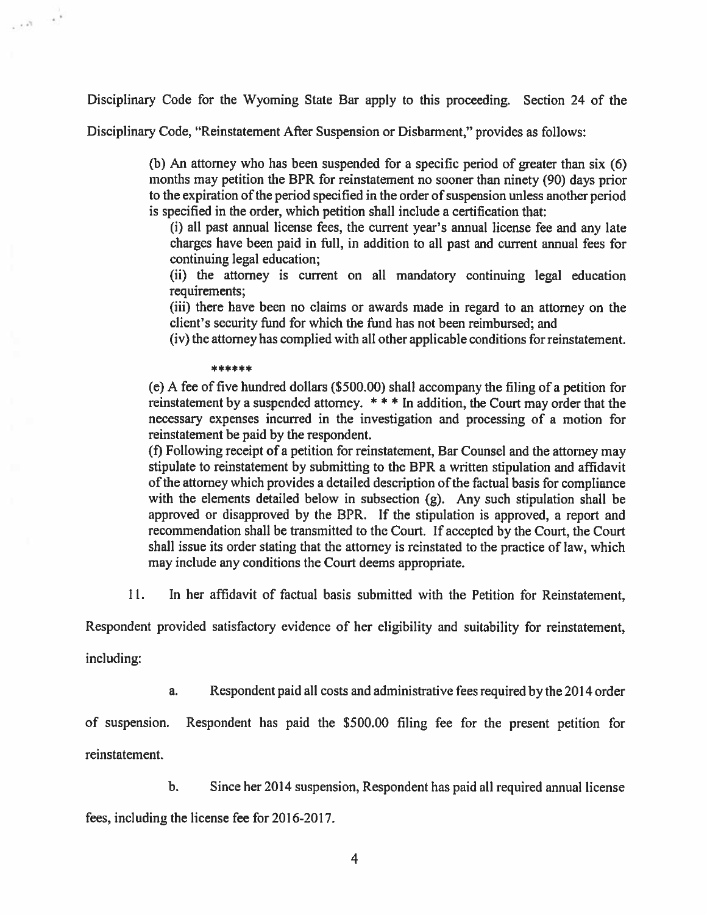Disciplinary Code for the Wyoming State Bar apply to this proceeding. Section 24 of the Disciplinary Code, "Reinstatement After Suspension or Disbarment," provides as follows:

> (b) An attorney who has been suspended for a specific period of greater than six (6) months may petition the BPR for reinstatement no sooner than ninety (90) days prior to the expiration of the period specified in the order of suspension unless another period is specified in the order, which petition shall include a certification that:
>
> (i) all past annual license fees, the current year's annual license fee and any late charges have been paid in full, in addition to all past and current annual fees for continuing legal education;
>
> (ii) the attorney is current on all mandatory continuing legal education requirements;
>
> (iii) there have been no claims or awards made in regard to an attorney on the client's security fund for which the fund has not been reimbursed; and
>
> (iv) the attorney has complied with all other applicable conditions for reinstatement.
>
> ******
>
> (e) A fee of five hundred dollars ($500.00) shall accompany the filing of a petition for reinstatement by a suspended attorney. * * * In addition, the Court may order that the necessary expenses incurred in the investigation and processing of a motion for reinstatement be paid by the respondent.
>
> (f) Following receipt of a petition for reinstatement, Bar Counsel and the attorney may stipulate to reinstatement by submitting to the BPR a written stipulation and affidavit of the attorney which provides a detailed description of the factual basis for compliance with the elements detailed below in subsection (g). Any such stipulation shall be approved or disapproved by the BPR. If the stipulation is approved, a report and recommendation shall be transmitted to the Court. If accepted by the Court, the Court shall issue its order stating that the attorney is reinstated to the practice of law, which may include any conditions the Court deems appropriate.

11. In her affidavit of factual basis submitted with the Petition for Reinstatement, Respondent provided satisfactory evidence of her eligibility and suitability for reinstatement, including:

   a. Respondent paid all costs and administrative fees required by the 2014 order of suspension. Respondent has paid the $500.00 filing fee for the present petition for reinstatement.

   b. Since her 2014 suspension, Respondent has paid all required annual license fees, including the license fee for 2016-2017.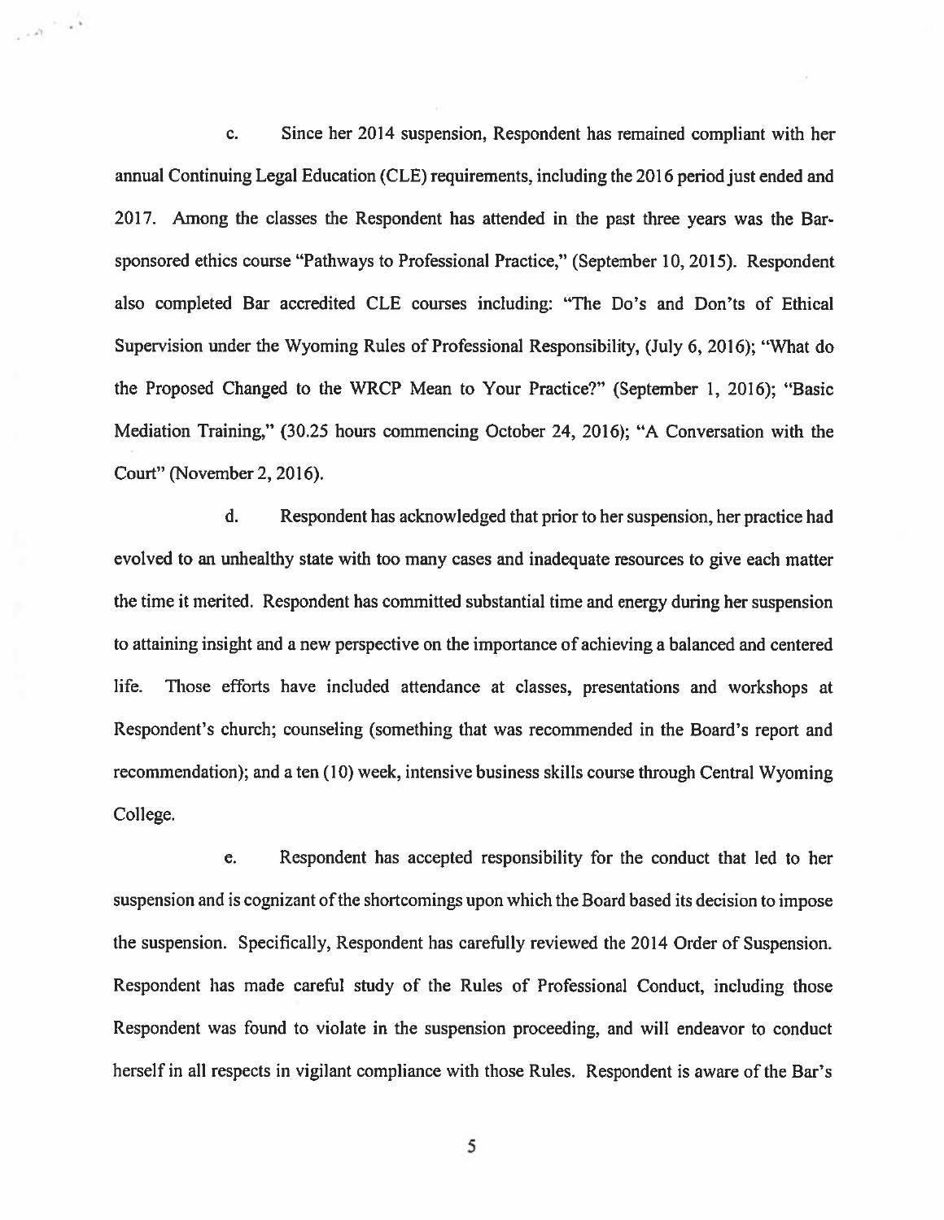c. Since her 2014 suspension, Respondent has remained compliant with her annual Continuing Legal Education (CLE) requirements, including the 2016 period just ended and 2017. Among the classes the Respondent has attended in the past three years was the Bar-sponsored ethics course "Pathways to Professional Practice," (September 10, 2015). Respondent also completed Bar accredited CLE courses including: "The Do's and Don'ts of Ethical Supervision under the Wyoming Rules of Professional Responsibility, (July 6, 2016); "What do the Proposed Changed to the WRCP Mean to Your Practice?" (September 1, 2016); "Basic Mediation Training," (30.25 hours commencing October 24, 2016); "A Conversation with the Court" (November 2, 2016).

d. Respondent has acknowledged that prior to her suspension, her practice had evolved to an unhealthy state with too many cases and inadequate resources to give each matter the time it merited. Respondent has committed substantial time and energy during her suspension to attaining insight and a new perspective on the importance of achieving a balanced and centered life. Those efforts have included attendance at classes, presentations and workshops at Respondent's church; counseling (something that was recommended in the Board's report and recommendation); and a ten (10) week, intensive business skills course through Central Wyoming College.

e. Respondent has accepted responsibility for the conduct that led to her suspension and is cognizant of the shortcomings upon which the Board based its decision to impose the suspension. Specifically, Respondent has carefully reviewed the 2014 Order of Suspension. Respondent has made careful study of the Rules of Professional Conduct, including those Respondent was found to violate in the suspension proceeding, and will endeavor to conduct herself in all respects in vigilant compliance with those Rules. Respondent is aware of the Bar's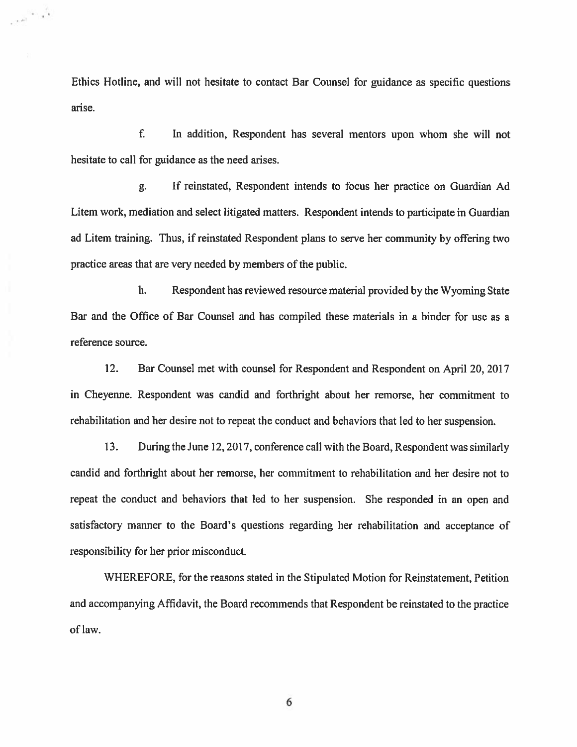Ethics Hotline, and will not hesitate to contact Bar Counsel for guidance as specific questions arise.

f. In addition, Respondent has several mentors upon whom she will not hesitate to call for guidance as the need arises.

g. If reinstated, Respondent intends to focus her practice on Guardian Ad Litem work, mediation and select litigated matters. Respondent intends to participate in Guardian ad Litem training. Thus, if reinstated Respondent plans to serve her community by offering two practice areas that are very needed by members of the public.

h. Respondent has reviewed resource material provided by the Wyoming State Bar and the Office of Bar Counsel and has compiled these materials in a binder for use as a reference source.

12. Bar Counsel met with counsel for Respondent and Respondent on April 20, 2017 in Cheyenne. Respondent was candid and forthright about her remorse, her commitment to rehabilitation and her desire not to repeat the conduct and behaviors that led to her suspension.

13. During the June 12, 2017, conference call with the Board, Respondent was similarly candid and forthright about her remorse, her commitment to rehabilitation and her desire not to repeat the conduct and behaviors that led to her suspension. She responded in an open and satisfactory manner to the Board's questions regarding her rehabilitation and acceptance of responsibility for her prior misconduct.

WHEREFORE, for the reasons stated in the Stipulated Motion for Reinstatement, Petition and accompanying Affidavit, the Board recommends that Respondent be reinstated to the practice of law.